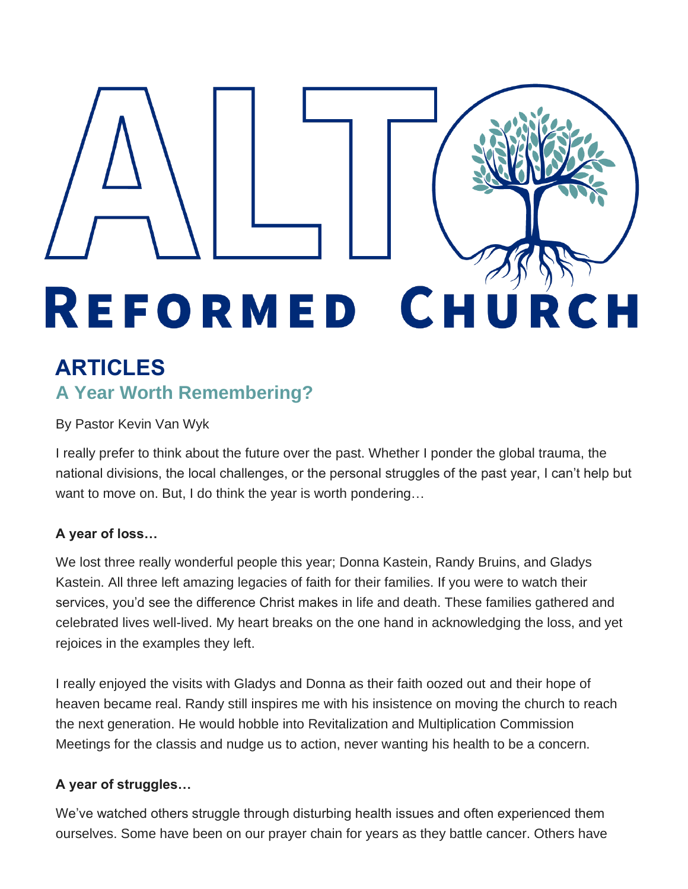# ALTO REFORMED CHURCH

## ARTICLES

### A Year Worth Remembering?

By Pastor Kevin Van Wyk

I really prefer to think about the future over the past. Whether I ponder the global trauma, the national divisions, the local challenges, or the personal struggles of the past year, I can't help but want to move on. But, I do think the year is worth pondering…

**A year of loss…**

We lost three really wonderful people this year; Donna Kastein, Randy Bruins, and Gladys Kastein. All three left amazing legacies of faith for their families. If you were to watch their services, you'd see the difference Christ makes in life and death. These families gathered and celebrated lives well-lived. My heart breaks on the one hand in acknowledging the loss, and yet rejoices in the examples they left.

I really enjoyed the visits with Gladys and Donna as their faith oozed out and their hope of heaven became real. Randy still inspires me with his insistence on moving the church to reach the next generation. He would hobble into Revitalization and Multiplication Commission Meetings for the classis and nudge us to action, never wanting his health to be a concern.

**A year of struggles…**

We've watched others struggle through disturbing health issues and often experienced them ourselves. Some have been on our prayer chain for years as they battle cancer. Others have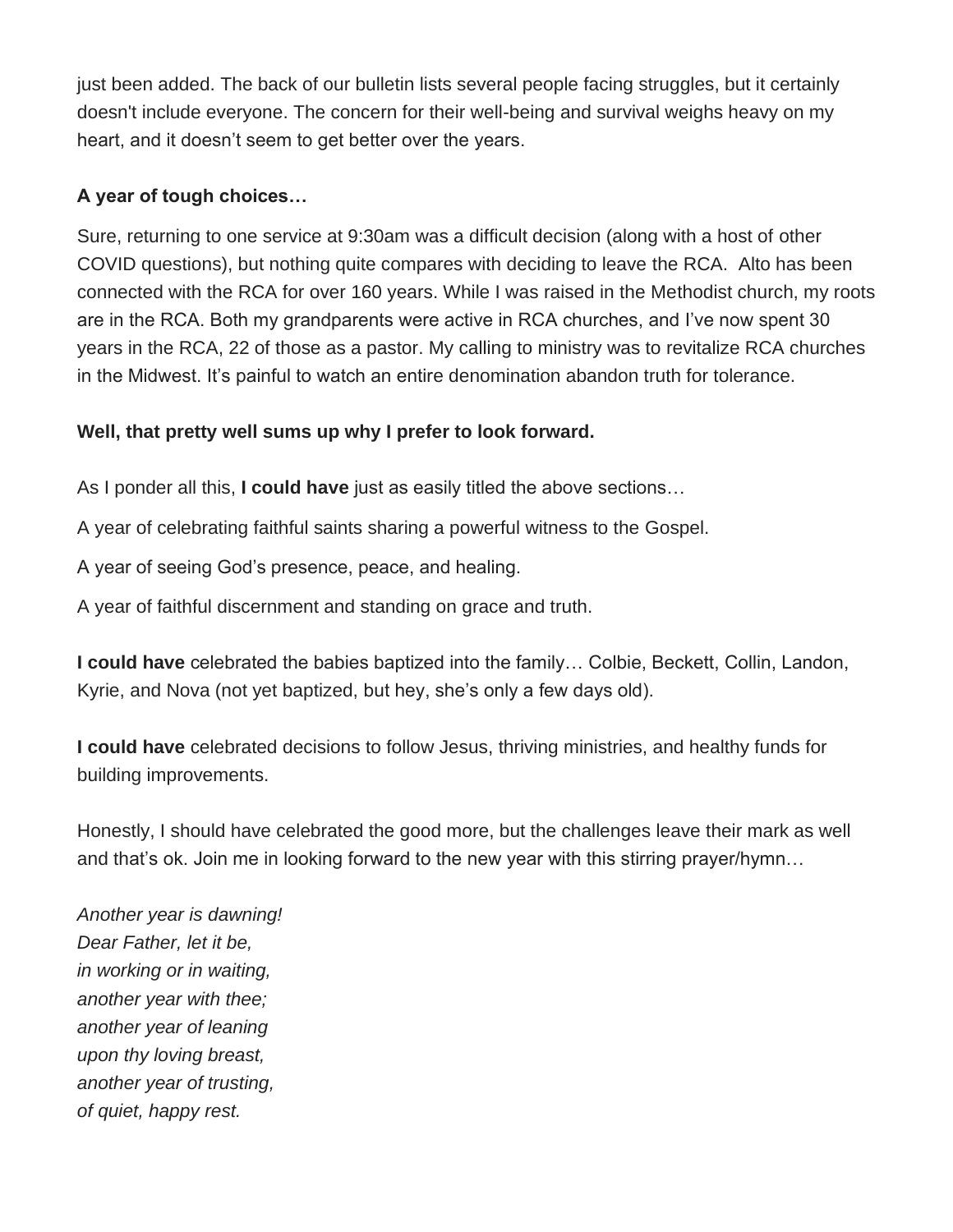just been added. The back of our bulletin lists several people facing struggles, but it certainly doesn't include everyone. The concern for their well-being and survival weighs heavy on my heart, and it doesn't seem to get better over the years.

**A year of tough choices…**

Sure, returning to one service at 9:30am was a difficult decision (along with a host of other COVID questions), but nothing quite compares with deciding to leave the RCA. Alto has been connected with the RCA for over 160 years. While I was raised in the Methodist church, my roots are in the RCA. Both my grandparents were active in RCA churches, and I've now spent 30 years in the RCA, 22 of those as a pastor. My calling to ministry was to revitalize RCA churches in the Midwest. It's painful to watch an entire denomination abandon truth for tolerance.

**Well, that pretty well sums up why I prefer to look forward.**

As I ponder all this, **I could have** just as easily titled the above sections…

A year of celebrating faithful saints sharing a powerful witness to the Gospel.

A year of seeing God's presence, peace, and healing.

A year of faithful discernment and standing on grace and truth.

**I could have** celebrated the babies baptized into the family… Colbie, Beckett, Collin, Landon, Kyrie, and Nova (not yet baptized, but hey, she's only a few days old).

**I could have** celebrated decisions to follow Jesus, thriving ministries, and healthy funds for building improvements.

Honestly, I should have celebrated the good more, but the challenges leave their mark as well and that's ok. Join me in looking forward to the new year with this stirring prayer/hymn…

*Another year is dawning!*
*Dear Father, let it be,*
*in working or in waiting,*
*another year with thee;*
*another year of leaning*
*upon thy loving breast,*
*another year of trusting,*
*of quiet, happy rest.*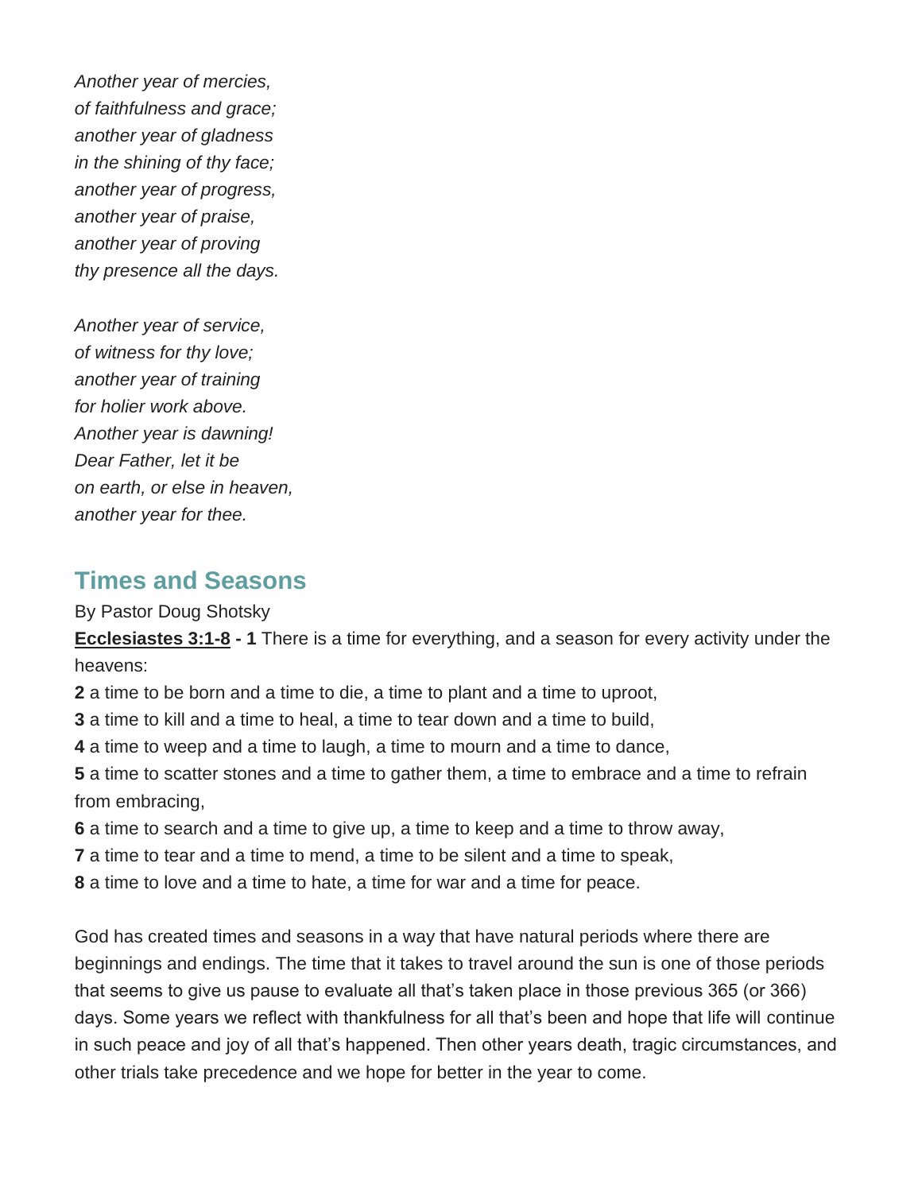*Another year of mercies,*
*of faithfulness and grace;*
*another year of gladness*
*in the shining of thy face;*
*another year of progress,*
*another year of praise,*
*another year of proving*
*thy presence all the days.*

*Another year of service,*
*of witness for thy love;*
*another year of training*
*for holier work above.*
*Another year is dawning!*
*Dear Father, let it be*
*on earth, or else in heaven,*
*another year for thee.*

## Times and Seasons

By Pastor Doug Shotsky

**Ecclesiastes 3:1-8 - 1** There is a time for everything, and a season for every activity under the heavens:

**2** a time to be born and a time to die, a time to plant and a time to uproot,

**3** a time to kill and a time to heal, a time to tear down and a time to build,

**4** a time to weep and a time to laugh, a time to mourn and a time to dance,

**5** a time to scatter stones and a time to gather them, a time to embrace and a time to refrain from embracing,

**6** a time to search and a time to give up, a time to keep and a time to throw away,

**7** a time to tear and a time to mend, a time to be silent and a time to speak,

**8** a time to love and a time to hate, a time for war and a time for peace.

God has created times and seasons in a way that have natural periods where there are beginnings and endings. The time that it takes to travel around the sun is one of those periods that seems to give us pause to evaluate all that's taken place in those previous 365 (or 366) days. Some years we reflect with thankfulness for all that's been and hope that life will continue in such peace and joy of all that's happened. Then other years death, tragic circumstances, and other trials take precedence and we hope for better in the year to come.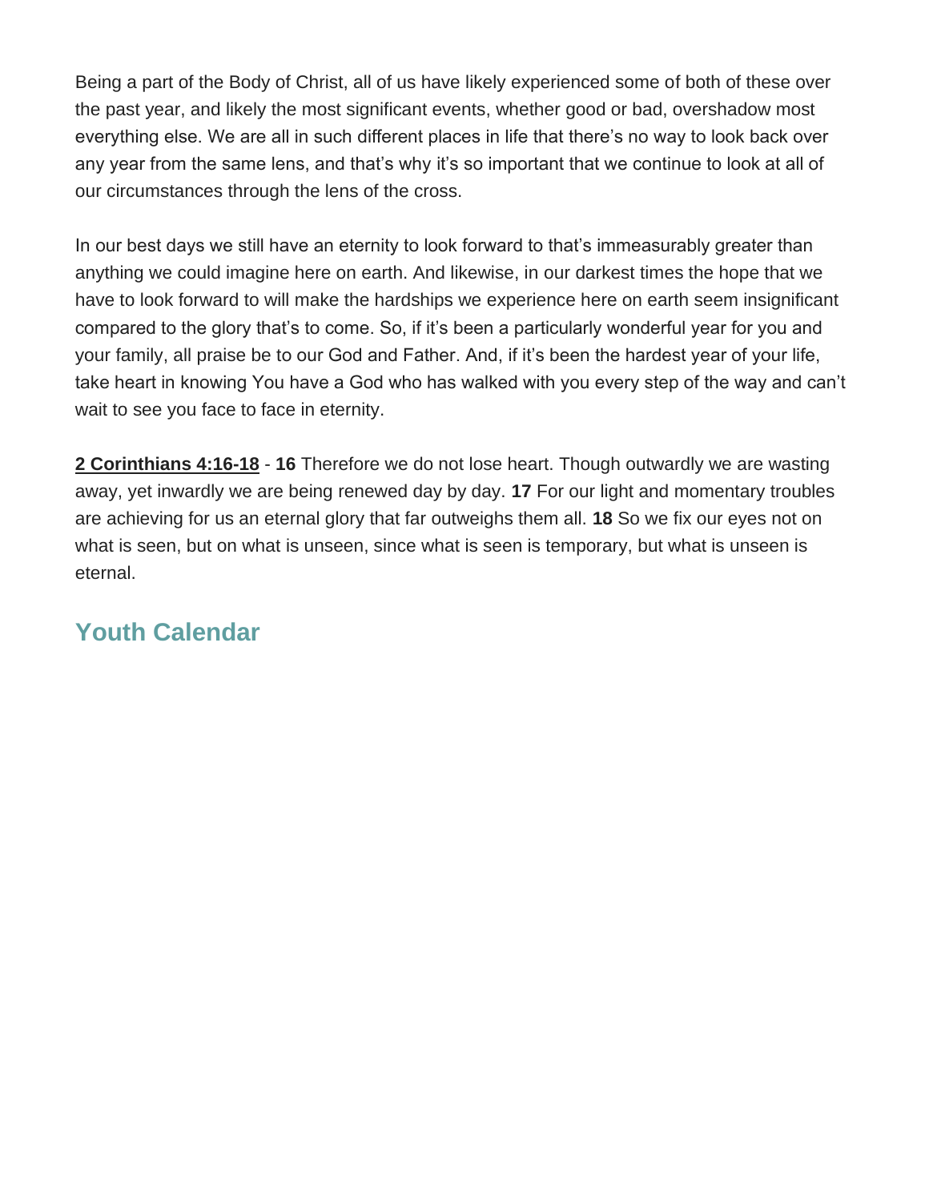Being a part of the Body of Christ, all of us have likely experienced some of both of these over the past year, and likely the most significant events, whether good or bad, overshadow most everything else. We are all in such different places in life that there's no way to look back over any year from the same lens, and that's why it's so important that we continue to look at all of our circumstances through the lens of the cross.

In our best days we still have an eternity to look forward to that's immeasurably greater than anything we could imagine here on earth. And likewise, in our darkest times the hope that we have to look forward to will make the hardships we experience here on earth seem insignificant compared to the glory that's to come. So, if it's been a particularly wonderful year for you and your family, all praise be to our God and Father. And, if it's been the hardest year of your life, take heart in knowing You have a God who has walked with you every step of the way and can't wait to see you face to face in eternity.

**2 Corinthians 4:16-18** - **16** Therefore we do not lose heart. Though outwardly we are wasting away, yet inwardly we are being renewed day by day. **17** For our light and momentary troubles are achieving for us an eternal glory that far outweighs them all. **18** So we fix our eyes not on what is seen, but on what is unseen, since what is seen is temporary, but what is unseen is eternal.

## Youth Calendar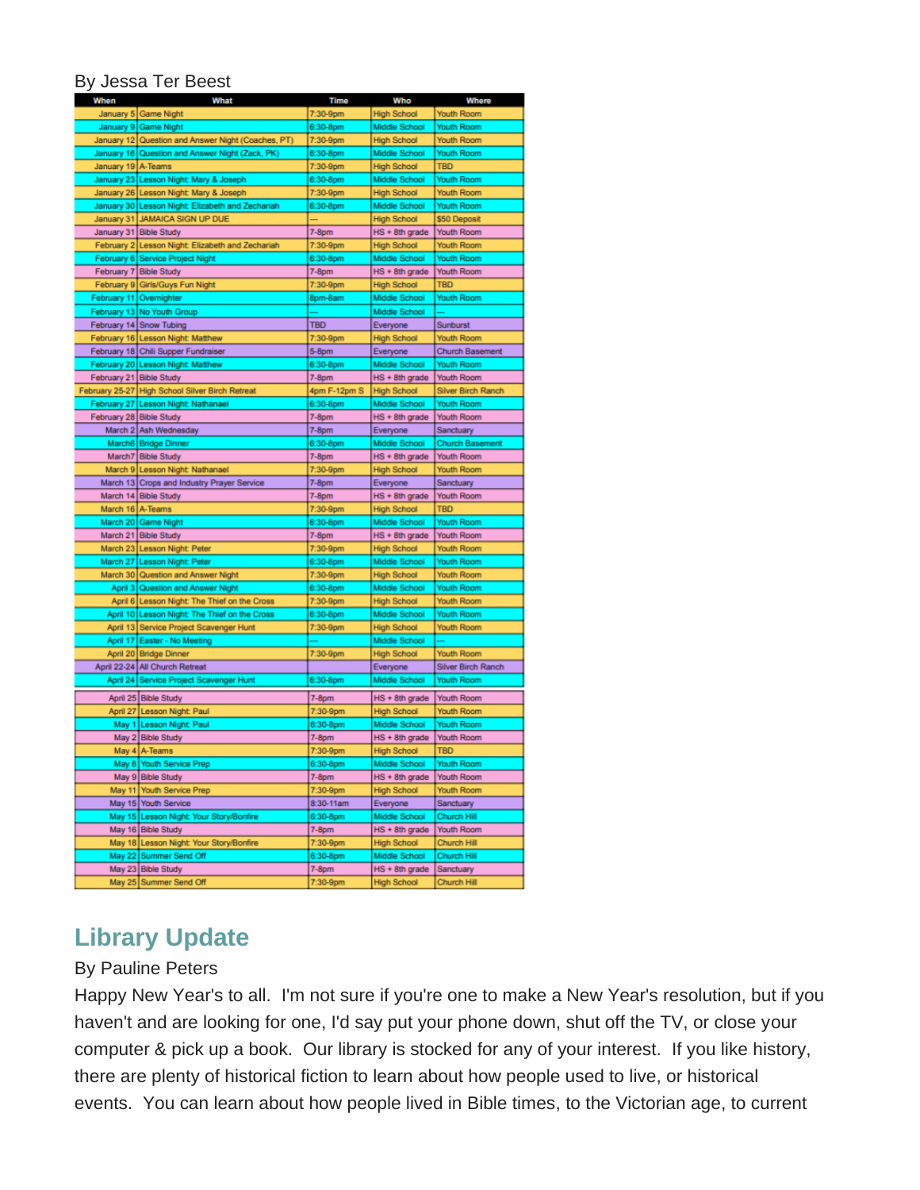By Jessa Ter Beest

| When | What | Time | Who | Where |
|---|---|---|---|---|
| January 5 | Game Night | 7:30-9pm | High School | Youth Room |
| January 9 | Game Night | 6:30-8pm | Middle School | Youth Room |
| January 12 | Question and Answer Night (Coaches, PT) | 7:30-9pm | High School | Youth Room |
| January 16 | Question and Answer Night (Zack, PK) | 6:30-8pm | Middle School | Youth Room |
| January 19 | A-Teams | 7:30-9pm | High School | TBD |
| January 23 | Lesson Night: Mary & Joseph | 6:30-8pm | Middle School | Youth Room |
| January 26 | Lesson Night: Mary & Joseph | 7:30-9pm | High School | Youth Room |
| January 30 | Lesson Night: Elizabeth and Zechariah | 6:30-8pm | Middle School | Youth Room |
| January 31 | JAMAICA SIGN UP DUE | — | High School | $50 Deposit |
| January 31 | Bible Study | 7-8pm | HS + 8th grade | Youth Room |
| February 2 | Lesson Night: Elizabeth and Zechariah | 7:30-9pm | High School | Youth Room |
| February 6 | Service Project Night | 6:30-8pm | Middle School | Youth Room |
| February 7 | Bible Study | 7-8pm | HS + 8th grade | Youth Room |
| February 9 | Girls/Guys Fun Night | 7:30-9pm | High School | TBD |
| February 11 | Overnighter | 8pm-8am | Middle School | Youth Room |
| February 13 | No Youth Group | — | Middle School | — |
| February 14 | Snow Tubing | TBD | Everyone | Sunburst |
| February 16 | Lesson Night: Matthew | 7:30-9pm | High School | Youth Room |
| February 18 | Chili Supper Fundraiser | 5-8pm | Everyone | Church Basement |
| February 20 | Lesson Night: Matthew | 6:30-8pm | Middle School | Youth Room |
| February 21 | Bible Study | 7-8pm | HS + 8th grade | Youth Room |
| February 25-27 | High School Silver Birch Retreat | 4pm F-12pm S | High School | Silver Birch Ranch |
| February 27 | Lesson Night: Nathanael | 6:30-8pm | Middle School | Youth Room |
| February 28 | Bible Study | 7-8pm | HS + 8th grade | Youth Room |
| March 2 | Ash Wednesday | 7-8pm | Everyone | Sanctuary |
| March6 | Bridge Dinner | 6:30-8pm | Middle School | Church Basement |
| March7 | Bible Study | 7-8pm | HS + 8th grade | Youth Room |
| March 9 | Lesson Night: Nathanael | 7:30-9pm | High School | Youth Room |
| March 13 | Crops and Industry Prayer Service | 7-8pm | Everyone | Sanctuary |
| March 14 | Bible Study | 7-8pm | HS + 8th grade | Youth Room |
| March 16 | A-Teams | 7:30-9pm | High School | TBD |
| March 20 | Game Night | 6:30-8pm | Middle School | Youth Room |
| March 21 | Bible Study | 7-8pm | HS + 8th grade | Youth Room |
| March 23 | Lesson Night: Peter | 7:30-9pm | High School | Youth Room |
| March 27 | Lesson Night: Peter | 6:30-8pm | Middle School | Youth Room |
| March 30 | Question and Answer Night | 7:30-9pm | High School | Youth Room |
| April 3 | Question and Answer Night | 6:30-8pm | Middle School | Youth Room |
| April 6 | Lesson Night: The Thief on the Cross | 7:30-9pm | High School | Youth Room |
| April 10 | Lesson Night: The Thief on the Cross | 6:30-8pm | Middle School | Youth Room |
| April 13 | Service Project Scavenger Hunt | 7:30-9pm | High School | Youth Room |
| April 17 | Easter - No Meeting | — | Middle School | — |
| April 20 | Bridge Dinner | 7:30-9pm | High School | Youth Room |
| April 22-24 | All Church Retreat | | Everyone | Silver Birch Ranch |
| April 24 | Service Project Scavenger Hunt | 6:30-8pm | Middle School | Youth Room |
| April 25 | Bible Study | 7-8pm | HS + 8th grade | Youth Room |
| April 27 | Lesson Night: Paul | 7:30-9pm | High School | Youth Room |
| May 1 | Lesson Night: Paul | 6:30-8pm | Middle School | Youth Room |
| May 2 | Bible Study | 7-8pm | HS + 8th grade | Youth Room |
| May 4 | A-Teams | 7:30-9pm | High School | TBD |
| May 8 | Youth Service Prep | 6:30-8pm | Middle School | Youth Room |
| May 9 | Bible Study | 7-8pm | HS + 8th grade | Youth Room |
| May 11 | Youth Service Prep | 7:30-9pm | High School | Youth Room |
| May 15 | Youth Service | 8:30-11am | Everyone | Sanctuary |
| May 15 | Lesson Night: Your Story/Bonfire | 6:30-8pm | Middle School | Church Hill |
| May 16 | Bible Study | 7-8pm | HS + 8th grade | Youth Room |
| May 18 | Lesson Night: Your Story/Bonfire | 7:30-9pm | High School | Church Hill |
| May 22 | Summer Send Off | 6:30-8pm | Middle School | Church Hill |
| May 23 | Bible Study | 7-8pm | HS + 8th grade | Sanctuary |
| May 25 | Summer Send Off | 7:30-9pm | High School | Church Hill |

## Library Update

By Pauline Peters

Happy New Year's to all. I'm not sure if you're one to make a New Year's resolution, but if you haven't and are looking for one, I'd say put your phone down, shut off the TV, or close your computer & pick up a book. Our library is stocked for any of your interest. If you like history, there are plenty of historical fiction to learn about how people used to live, or historical events. You can learn about how people lived in Bible times, to the Victorian age, to current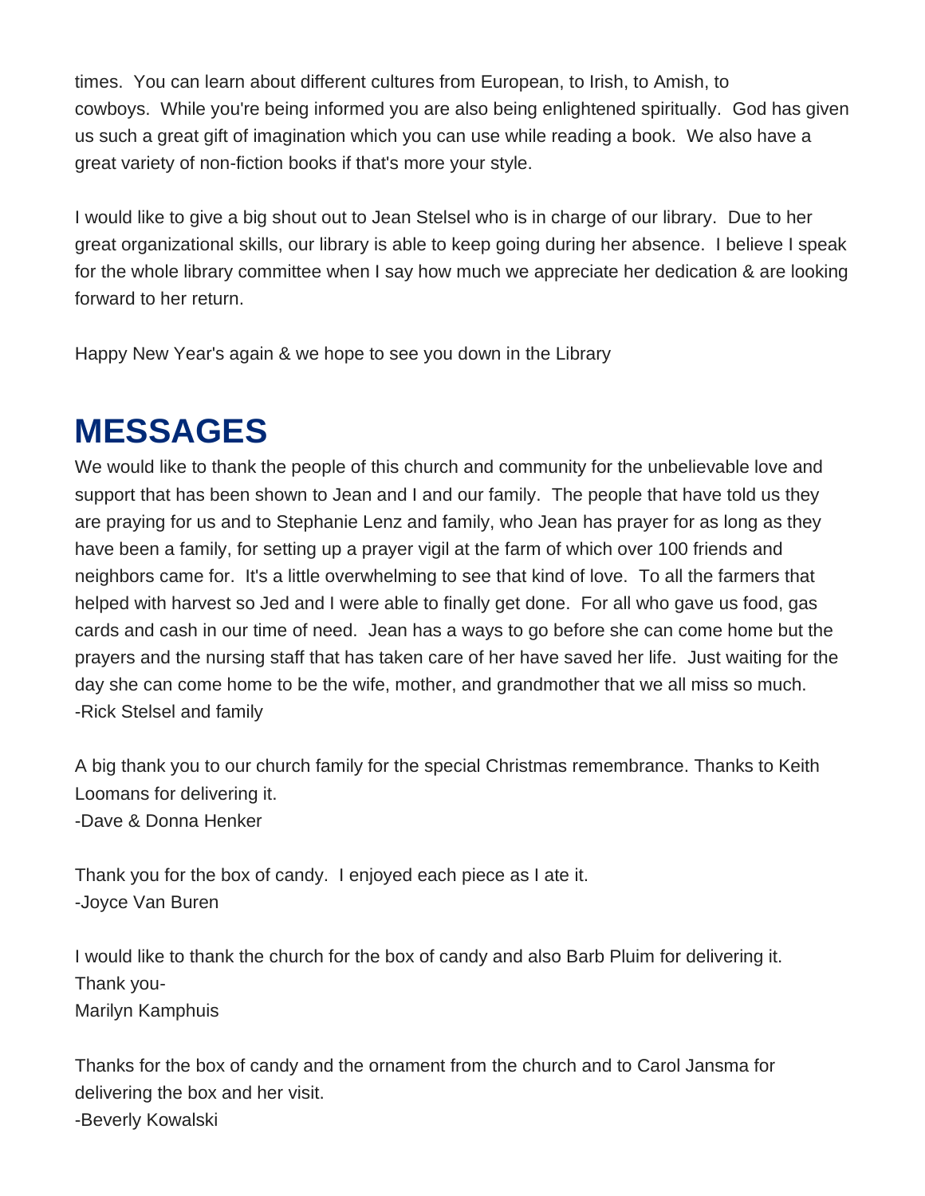times. You can learn about different cultures from European, to Irish, to Amish, to cowboys. While you're being informed you are also being enlightened spiritually. God has given us such a great gift of imagination which you can use while reading a book. We also have a great variety of non-fiction books if that's more your style.

I would like to give a big shout out to Jean Stelsel who is in charge of our library. Due to her great organizational skills, our library is able to keep going during her absence. I believe I speak for the whole library committee when I say how much we appreciate her dedication & are looking forward to her return.

Happy New Year's again & we hope to see you down in the Library

# MESSAGES

We would like to thank the people of this church and community for the unbelievable love and support that has been shown to Jean and I and our family. The people that have told us they are praying for us and to Stephanie Lenz and family, who Jean has prayer for as long as they have been a family, for setting up a prayer vigil at the farm of which over 100 friends and neighbors came for. It's a little overwhelming to see that kind of love. To all the farmers that helped with harvest so Jed and I were able to finally get done. For all who gave us food, gas cards and cash in our time of need. Jean has a ways to go before she can come home but the prayers and the nursing staff that has taken care of her have saved her life. Just waiting for the day she can come home to be the wife, mother, and grandmother that we all miss so much.
-Rick Stelsel and family

A big thank you to our church family for the special Christmas remembrance. Thanks to Keith Loomans for delivering it.
-Dave & Donna Henker

Thank you for the box of candy. I enjoyed each piece as I ate it.
-Joyce Van Buren

I would like to thank the church for the box of candy and also Barb Pluim for delivering it.
Thank you-
Marilyn Kamphuis

Thanks for the box of candy and the ornament from the church and to Carol Jansma for delivering the box and her visit.
-Beverly Kowalski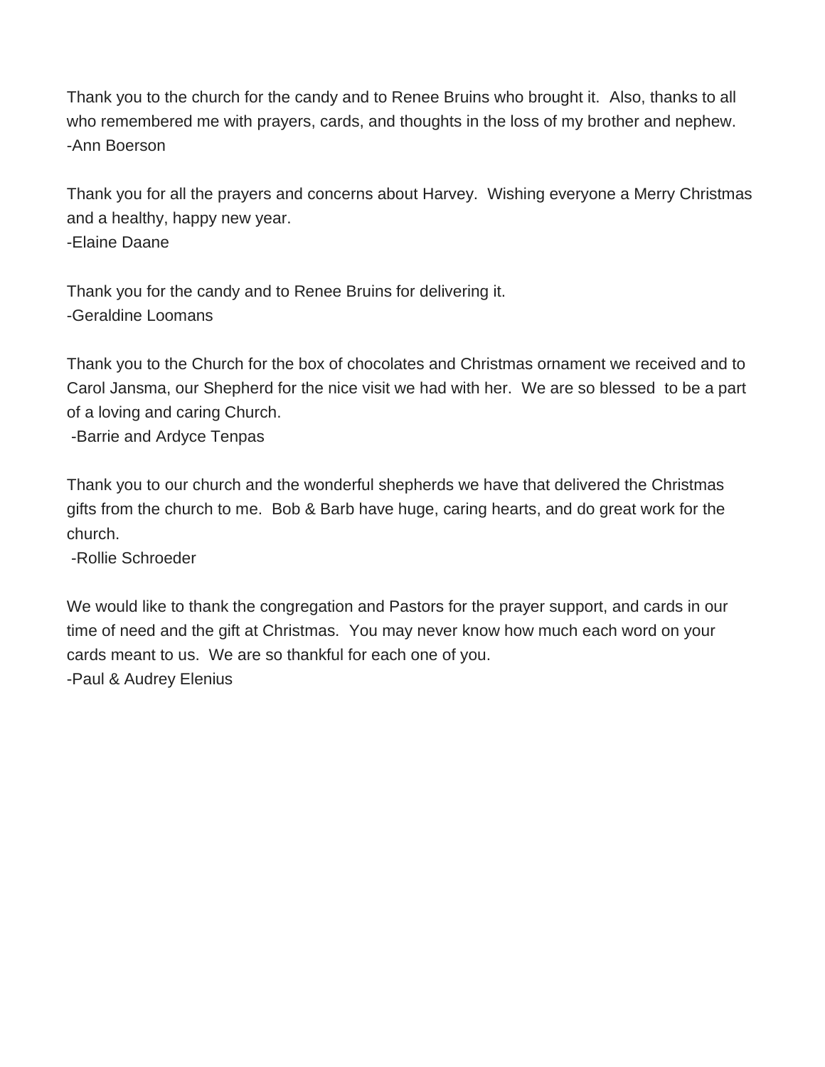Thank you to the church for the candy and to Renee Bruins who brought it. Also, thanks to all who remembered me with prayers, cards, and thoughts in the loss of my brother and nephew.
-Ann Boerson

Thank you for all the prayers and concerns about Harvey. Wishing everyone a Merry Christmas and a healthy, happy new year.
-Elaine Daane

Thank you for the candy and to Renee Bruins for delivering it.
-Geraldine Loomans

Thank you to the Church for the box of chocolates and Christmas ornament we received and to Carol Jansma, our Shepherd for the nice visit we had with her. We are so blessed to be a part of a loving and caring Church.
-Barrie and Ardyce Tenpas

Thank you to our church and the wonderful shepherds we have that delivered the Christmas gifts from the church to me. Bob & Barb have huge, caring hearts, and do great work for the church.
-Rollie Schroeder

We would like to thank the congregation and Pastors for the prayer support, and cards in our time of need and the gift at Christmas. You may never know how much each word on your cards meant to us. We are so thankful for each one of you.
-Paul & Audrey Elenius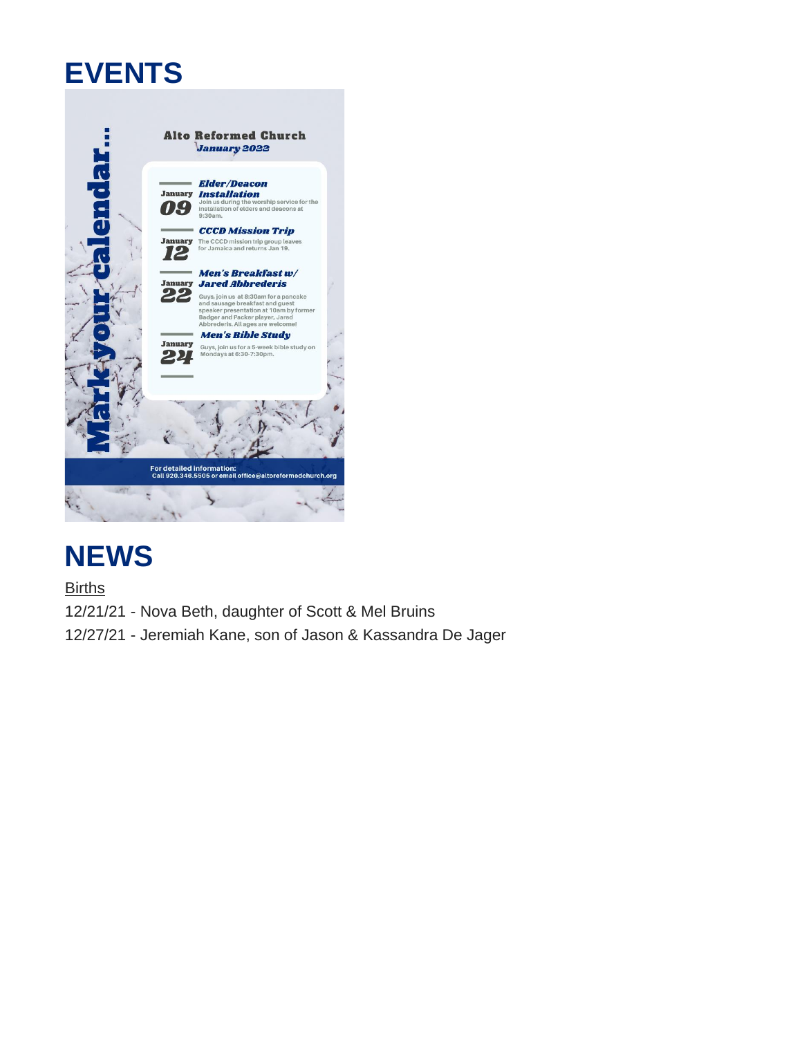# EVENTS

Mark your calendar...

**Alto Reformed Church**
*January 2022*

January 09
***Elder/Deacon Installation***
Join us during the worship service for the installation of elders and deacons at 9:30am.

January 12
***CCCD Mission Trip***
The CCCD mission trip group leaves for Jamaica and returns Jan 19.

January 22
***Men's Breakfast w/ Jared Abbrederis***
Guys, join us at 8:30am for a pancake and sausage breakfast and guest speaker presentation at 10am by former Badger and Packer player, Jared Abbrederis. All ages are welcome!

January 24
***Men's Bible Study***
Guys, join us for a 5-week bible study on Mondays at 6:30-7:30pm.

For detailed information:
Call 920.346.5505 or email office@altoreformedchurch.org

# NEWS

Births

12/21/21 - Nova Beth, daughter of Scott & Mel Bruins

12/27/21 - Jeremiah Kane, son of Jason & Kassandra De Jager